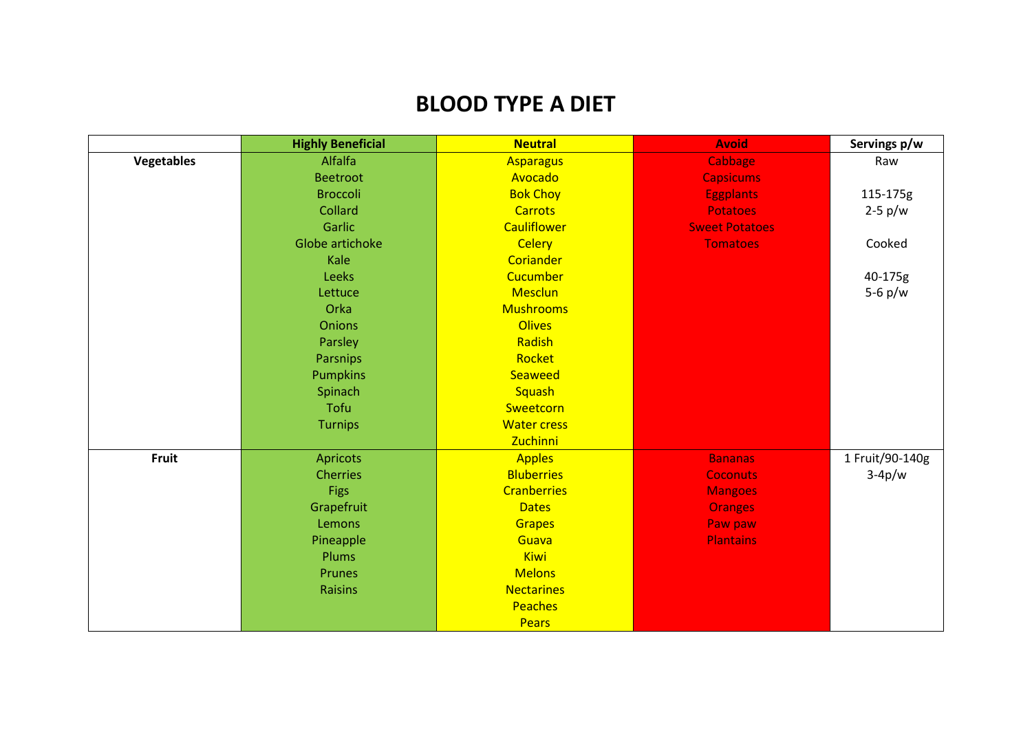# BLOOD TYPE A DIET

| | Highly Beneficial | Neutral | Avoid | Servings p/w |
|---|---|---|---|---|
| **Vegetables** | Alfalfa | Asparagus | Cabbage | Raw |
| | Beetroot | Avocado | Capsicums | |
| | Broccoli | Bok Choy | Eggplants | 115-175g |
| | Collard | Carrots | Potatoes | 2-5 p/w |
| | Garlic | Cauliflower | Sweet Potatoes | |
| | Globe artichoke | Celery | Tomatoes | Cooked |
| | Kale | Coriander | | |
| | Leeks | Cucumber | | 40-175g |
| | Lettuce | Mesclun | | 5-6 p/w |
| | Orka | Mushrooms | | |
| | Onions | Olives | | |
| | Parsley | Radish | | |
| | Parsnips | Rocket | | |
| | Pumpkins | Seaweed | | |
| | Spinach | Squash | | |
| | Tofu | Sweetcorn | | |
| | Turnips | Water cress | | |
| | | Zuchinni | | |
| **Fruit** | Apricots | Apples | Bananas | 1 Fruit/90-140g |
| | Cherries | Bluberries | Coconuts | 3-4p/w |
| | Figs | Cranberries | Mangoes | |
| | Grapefruit | Dates | Oranges | |
| | Lemons | Grapes | Paw paw | |
| | Pineapple | Guava | Plantains | |
| | Plums | Kiwi | | |
| | Prunes | Melons | | |
| | Raisins | Nectarines | | |
| | | Peaches | | |
| | | Pears | | |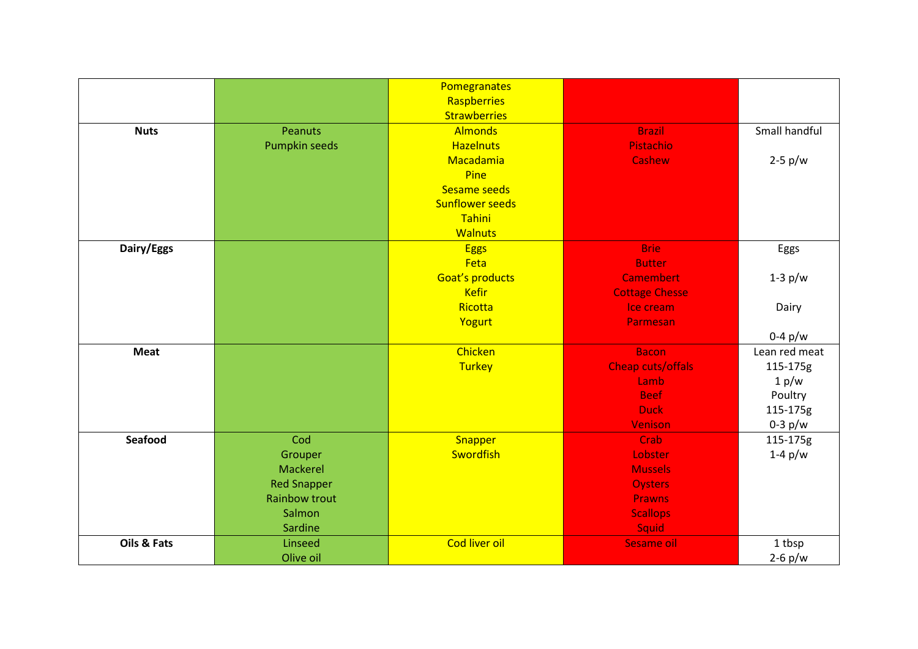| | | | | |
|---|---|---|---|---|
| | | Pomegranates<br>Raspberries<br>Strawberries | | |
| **Nuts** | Peanuts<br>Pumpkin seeds | Almonds<br>Hazelnuts<br>Macadamia<br>Pine<br>Sesame seeds<br>Sunflower seeds<br>Tahini<br>Walnuts | Brazil<br>Pistachio<br>Cashew | Small handful<br><br>2-5 p/w |
| **Dairy/Eggs** | | Eggs<br>Feta<br>Goat's products<br>Kefir<br>Ricotta<br>Yogurt | Brie<br>Butter<br>Camembert<br>Cottage Chesse<br>Ice cream<br>Parmesan | Eggs<br><br>1-3 p/w<br><br>Dairy<br><br>0-4 p/w |
| **Meat** | | Chicken<br>Turkey | Bacon<br>Cheap cuts/offals<br>Lamb<br>Beef<br>Duck<br>Venison | Lean red meat<br>115-175g<br>1 p/w<br>Poultry<br>115-175g<br>0-3 p/w |
| **Seafood** | Cod<br>Grouper<br>Mackerel<br>Red Snapper<br>Rainbow trout<br>Salmon<br>Sardine | Snapper<br>Swordfish | Crab<br>Lobster<br>Mussels<br>Oysters<br>Prawns<br>Scallops<br>Squid | 115-175g<br>1-4 p/w |
| **Oils & Fats** | Linseed<br>Olive oil | Cod liver oil | Sesame oil | 1 tbsp<br>2-6 p/w |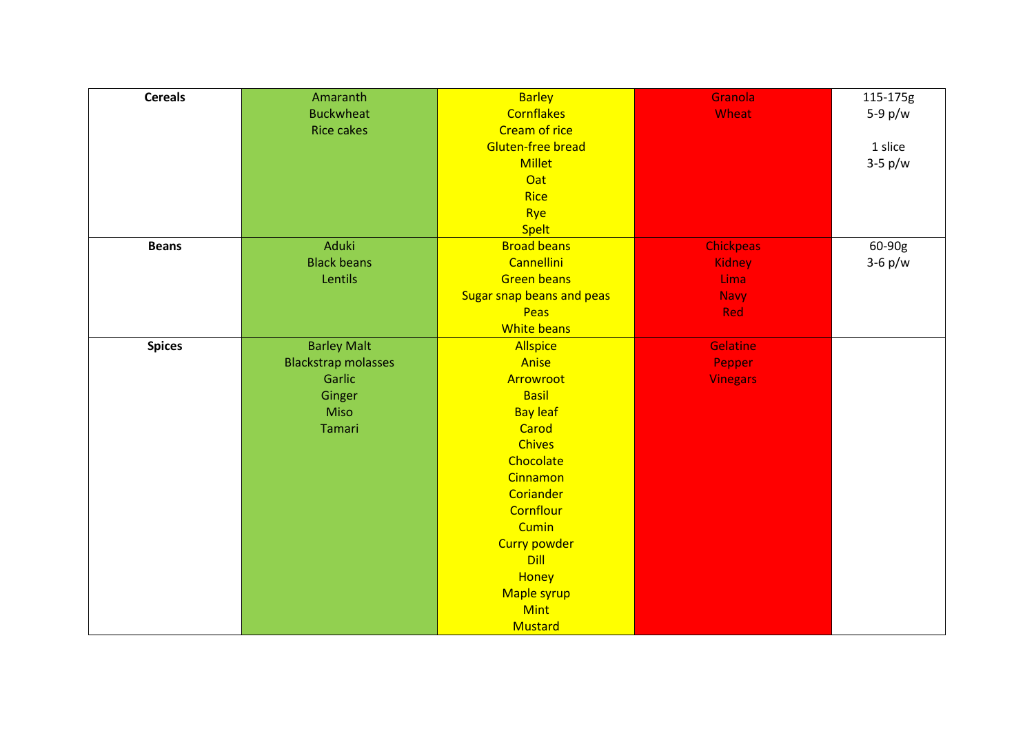| | | | | |
|---|---|---|---|---|
| **Cereals** | Amaranth<br>Buckwheat<br>Rice cakes | Barley<br>Cornflakes<br>Cream of rice<br>Gluten-free bread<br>Millet<br>Oat<br>Rice<br>Rye<br>Spelt | Granola<br>Wheat | 115-175g<br>5-9 p/w<br><br>1 slice<br>3-5 p/w |
| **Beans** | Aduki<br>Black beans<br>Lentils | Broad beans<br>Cannellini<br>Green beans<br>Sugar snap beans and peas<br>Peas<br>White beans | Chickpeas<br>Kidney<br>Lima<br>Navy<br>Red | 60-90g<br>3-6 p/w |
| **Spices** | Barley Malt<br>Blackstrap molasses<br>Garlic<br>Ginger<br>Miso<br>Tamari | Allspice<br>Anise<br>Arrowroot<br>Basil<br>Bay leaf<br>Carod<br>Chives<br>Chocolate<br>Cinnamon<br>Coriander<br>Cornflour<br>Cumin<br>Curry powder<br>Dill<br>Honey<br>Maple syrup<br>Mint<br>Mustard | Gelatine<br>Pepper<br>Vinegars | |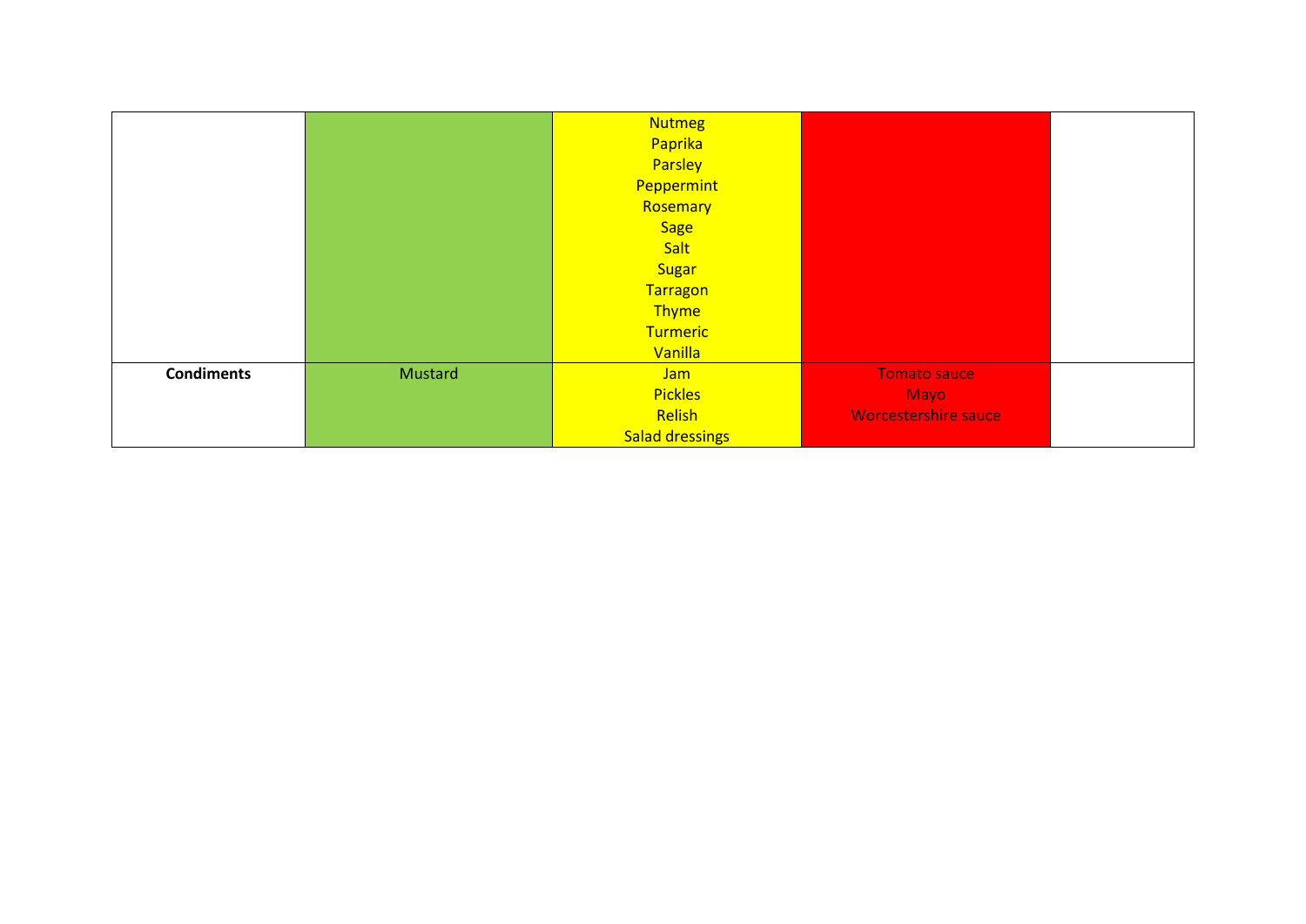| | | | | |
|---|---|---|---|---|
| | | Nutmeg<br>Paprika<br>Parsley<br>Peppermint<br>Rosemary<br>Sage<br>Salt<br>Sugar<br>Tarragon<br>Thyme<br>Turmeric<br>Vanilla | | |
| **Condiments** | Mustard | Jam<br>Pickles<br>Relish<br>Salad dressings | Tomato sauce<br>Mayo<br>Worcestershire sauce | |